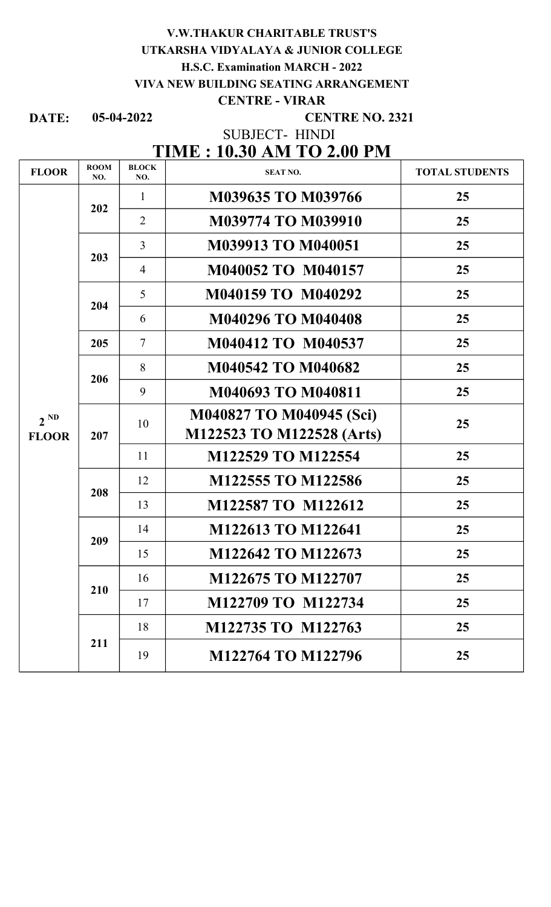**V.W.THAKUR CHARITABLE TRUST'S**

**UTKARSHA VIDYALAYA & JUNIOR COLLEGE**

**H.S.C. Examination MARCH - 2022**

**VIVA NEW BUILDING SEATING ARRANGEMENT**

**CENTRE - VIRAR**

**DATE: 05-04-2022** **CENTRE NO. 2321**

SUBJECT- HINDI

## TIME : 10.30 AM TO 2.00 PM

| FLOOR | ROOM NO. | BLOCK NO. | SEAT NO. | TOTAL STUDENTS |
|---|---|---|---|---|
| 2 ND FLOOR | 202 | 1 | M039635 TO M039766 | 25 |
| | | 2 | M039774 TO M039910 | 25 |
| | 203 | 3 | M039913 TO M040051 | 25 |
| | | 4 | M040052 TO M040157 | 25 |
| | 204 | 5 | M040159 TO M040292 | 25 |
| | | 6 | M040296 TO M040408 | 25 |
| | 205 | 7 | M040412 TO M040537 | 25 |
| | 206 | 8 | M040542 TO M040682 | 25 |
| | | 9 | M040693 TO M040811 | 25 |
| | 207 | 10 | M040827 TO M040945 (Sci) M122523 TO M122528 (Arts) | 25 |
| | | 11 | M122529 TO M122554 | 25 |
| | 208 | 12 | M122555 TO M122586 | 25 |
| | | 13 | M122587 TO M122612 | 25 |
| | 209 | 14 | M122613 TO M122641 | 25 |
| | | 15 | M122642 TO M122673 | 25 |
| | 210 | 16 | M122675 TO M122707 | 25 |
| | | 17 | M122709 TO M122734 | 25 |
| | 211 | 18 | M122735 TO M122763 | 25 |
| | | 19 | M122764 TO M122796 | 25 |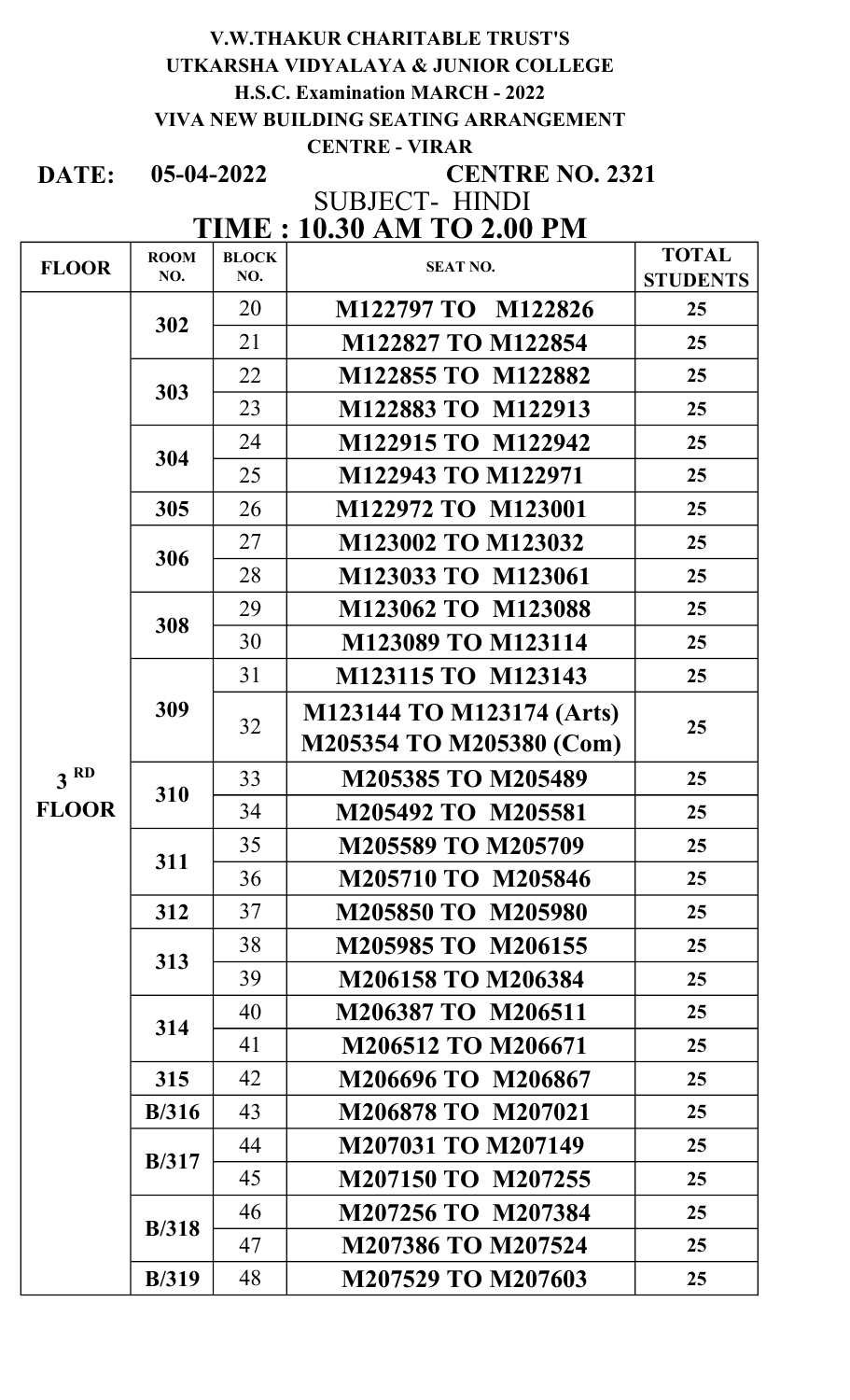**V.W.THAKUR CHARITABLE TRUST'S**

**UTKARSHA VIDYALAYA & JUNIOR COLLEGE**

**H.S.C. Examination MARCH - 2022**

**VIVA NEW BUILDING SEATING ARRANGEMENT**

**CENTRE - VIRAR**

**DATE: 05-04-2022** **CENTRE NO. 2321**

SUBJECT- HINDI

## TIME : 10.30 AM TO 2.00 PM

| FLOOR | ROOM NO. | BLOCK NO. | SEAT NO. | TOTAL STUDENTS |
|---|---|---|---|---|
| 3 RD FLOOR | 302 | 20 | M122797 TO M122826 | 25 |
| | | 21 | M122827 TO M122854 | 25 |
| | 303 | 22 | M122855 TO M122882 | 25 |
| | | 23 | M122883 TO M122913 | 25 |
| | 304 | 24 | M122915 TO M122942 | 25 |
| | | 25 | M122943 TO M122971 | 25 |
| | 305 | 26 | M122972 TO M123001 | 25 |
| | 306 | 27 | M123002 TO M123032 | 25 |
| | | 28 | M123033 TO M123061 | 25 |
| | 308 | 29 | M123062 TO M123088 | 25 |
| | | 30 | M123089 TO M123114 | 25 |
| | 309 | 31 | M123115 TO M123143 | 25 |
| | | 32 | M123144 TO M123174 (Arts) M205354 TO M205380 (Com) | 25 |
| | 310 | 33 | M205385 TO M205489 | 25 |
| | | 34 | M205492 TO M205581 | 25 |
| | 311 | 35 | M205589 TO M205709 | 25 |
| | | 36 | M205710 TO M205846 | 25 |
| | 312 | 37 | M205850 TO M205980 | 25 |
| | 313 | 38 | M205985 TO M206155 | 25 |
| | | 39 | M206158 TO M206384 | 25 |
| | 314 | 40 | M206387 TO M206511 | 25 |
| | | 41 | M206512 TO M206671 | 25 |
| | 315 | 42 | M206696 TO M206867 | 25 |
| | B/316 | 43 | M206878 TO M207021 | 25 |
| | B/317 | 44 | M207031 TO M207149 | 25 |
| | | 45 | M207150 TO M207255 | 25 |
| | B/318 | 46 | M207256 TO M207384 | 25 |
| | | 47 | M207386 TO M207524 | 25 |
| | B/319 | 48 | M207529 TO M207603 | 25 |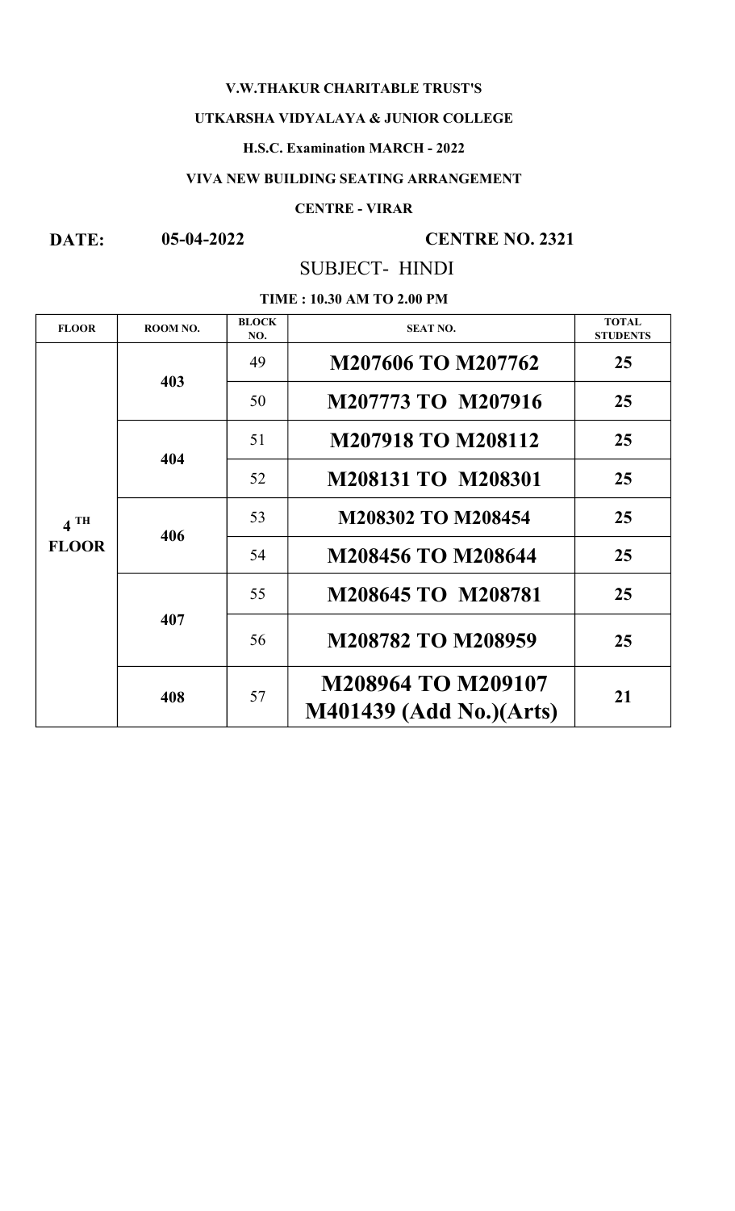**V.W.THAKUR CHARITABLE TRUST'S**

**UTKARSHA VIDYALAYA & JUNIOR COLLEGE**

**H.S.C. Examination MARCH - 2022**

**VIVA NEW BUILDING SEATING ARRANGEMENT**

**CENTRE - VIRAR**

**DATE: 05-04-2022** **CENTRE NO. 2321**

SUBJECT- HINDI

**TIME : 10.30 AM TO 2.00 PM**

| FLOOR | ROOM NO. | BLOCK NO. | SEAT NO. | TOTAL STUDENTS |
|---|---|---|---|---|
| 4 TH FLOOR | 403 | 49 | M207606 TO M207762 | 25 |
| | | 50 | M207773 TO M207916 | 25 |
| | 404 | 51 | M207918 TO M208112 | 25 |
| | | 52 | M208131 TO M208301 | 25 |
| | 406 | 53 | M208302 TO M208454 | 25 |
| | | 54 | M208456 TO M208644 | 25 |
| | 407 | 55 | M208645 TO M208781 | 25 |
| | | 56 | M208782 TO M208959 | 25 |
| | 408 | 57 | M208964 TO M209107 M401439 (Add No.)(Arts) | 21 |